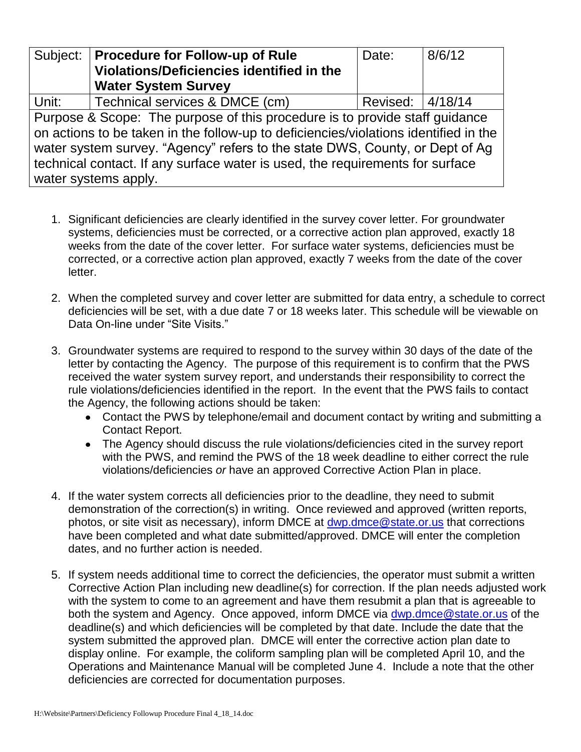| Subject: | **Procedure for Follow-up of Rule Violations/Deficiencies identified in the Water System Survey** | Date: | 8/6/12 |
|---|---|---|---|
| Unit: | Technical services & DMCE (cm) | Revised: | 4/18/14 |
| Purpose & Scope: The purpose of this procedure is to provide staff guidance on actions to be taken in the follow-up to deficiencies/violations identified in the water system survey. "Agency" refers to the state DWS, County, or Dept of Ag technical contact. If any surface water is used, the requirements for surface water systems apply. | | | |

1. Significant deficiencies are clearly identified in the survey cover letter. For groundwater systems, deficiencies must be corrected, or a corrective action plan approved, exactly 18 weeks from the date of the cover letter. For surface water systems, deficiencies must be corrected, or a corrective action plan approved, exactly 7 weeks from the date of the cover letter.

2. When the completed survey and cover letter are submitted for data entry, a schedule to correct deficiencies will be set, with a due date 7 or 18 weeks later. This schedule will be viewable on Data On-line under "Site Visits."

3. Groundwater systems are required to respond to the survey within 30 days of the date of the letter by contacting the Agency. The purpose of this requirement is to confirm that the PWS received the water system survey report, and understands their responsibility to correct the rule violations/deficiencies identified in the report. In the event that the PWS fails to contact the Agency, the following actions should be taken:
   - Contact the PWS by telephone/email and document contact by writing and submitting a Contact Report.
   - The Agency should discuss the rule violations/deficiencies cited in the survey report with the PWS, and remind the PWS of the 18 week deadline to either correct the rule violations/deficiencies *or* have an approved Corrective Action Plan in place.

4. If the water system corrects all deficiencies prior to the deadline, they need to submit demonstration of the correction(s) in writing. Once reviewed and approved (written reports, photos, or site visit as necessary), inform DMCE at dwp.dmce@state.or.us that corrections have been completed and what date submitted/approved. DMCE will enter the completion dates, and no further action is needed.

5. If system needs additional time to correct the deficiencies, the operator must submit a written Corrective Action Plan including new deadline(s) for correction. If the plan needs adjusted work with the system to come to an agreement and have them resubmit a plan that is agreeable to both the system and Agency. Once appoved, inform DMCE via dwp.dmce@state.or.us of the deadline(s) and which deficiencies will be completed by that date. Include the date that the system submitted the approved plan. DMCE will enter the corrective action plan date to display online. For example, the coliform sampling plan will be completed April 10, and the Operations and Maintenance Manual will be completed June 4. Include a note that the other deficiencies are corrected for documentation purposes.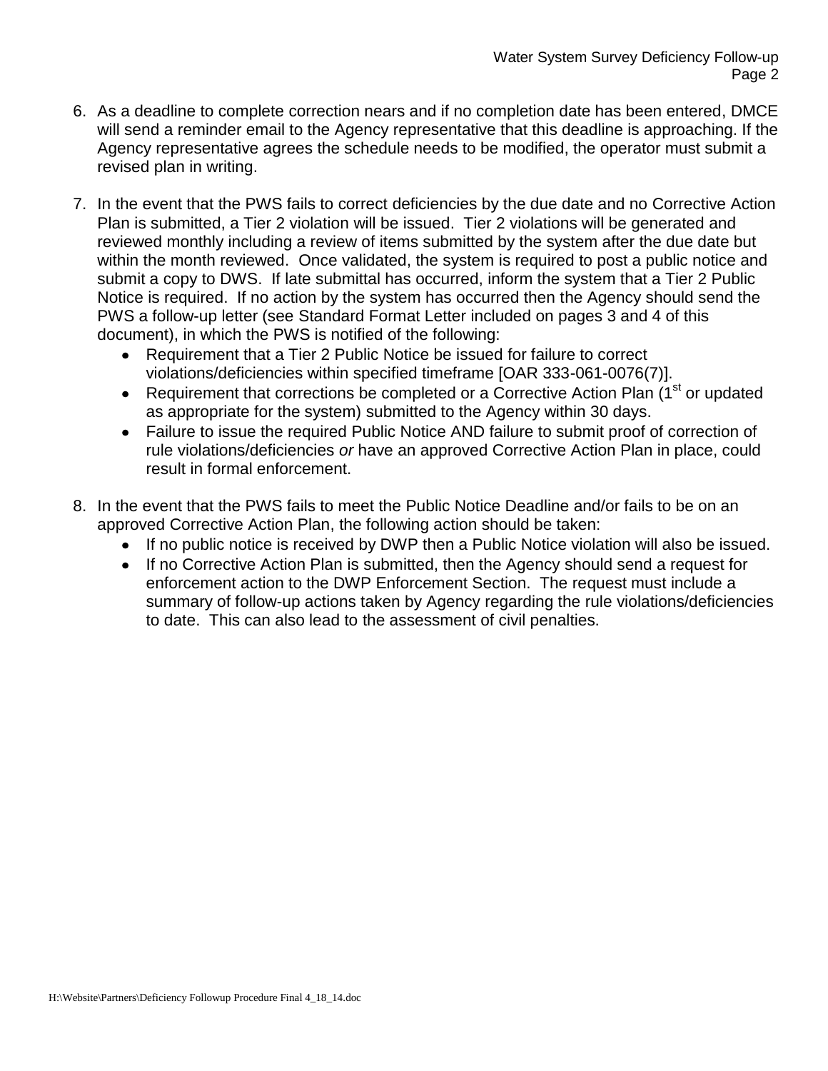6. As a deadline to complete correction nears and if no completion date has been entered, DMCE will send a reminder email to the Agency representative that this deadline is approaching. If the Agency representative agrees the schedule needs to be modified, the operator must submit a revised plan in writing.

7. In the event that the PWS fails to correct deficiencies by the due date and no Corrective Action Plan is submitted, a Tier 2 violation will be issued. Tier 2 violations will be generated and reviewed monthly including a review of items submitted by the system after the due date but within the month reviewed. Once validated, the system is required to post a public notice and submit a copy to DWS. If late submittal has occurred, inform the system that a Tier 2 Public Notice is required. If no action by the system has occurred then the Agency should send the PWS a follow-up letter (see Standard Format Letter included on pages 3 and 4 of this document), in which the PWS is notified of the following:
   - Requirement that a Tier 2 Public Notice be issued for failure to correct violations/deficiencies within specified timeframe [OAR 333-061-0076(7)].
   - Requirement that corrections be completed or a Corrective Action Plan (1st or updated as appropriate for the system) submitted to the Agency within 30 days.
   - Failure to issue the required Public Notice AND failure to submit proof of correction of rule violations/deficiencies *or* have an approved Corrective Action Plan in place, could result in formal enforcement.

8. In the event that the PWS fails to meet the Public Notice Deadline and/or fails to be on an approved Corrective Action Plan, the following action should be taken:
   - If no public notice is received by DWP then a Public Notice violation will also be issued.
   - If no Corrective Action Plan is submitted, then the Agency should send a request for enforcement action to the DWP Enforcement Section. The request must include a summary of follow-up actions taken by Agency regarding the rule violations/deficiencies to date. This can also lead to the assessment of civil penalties.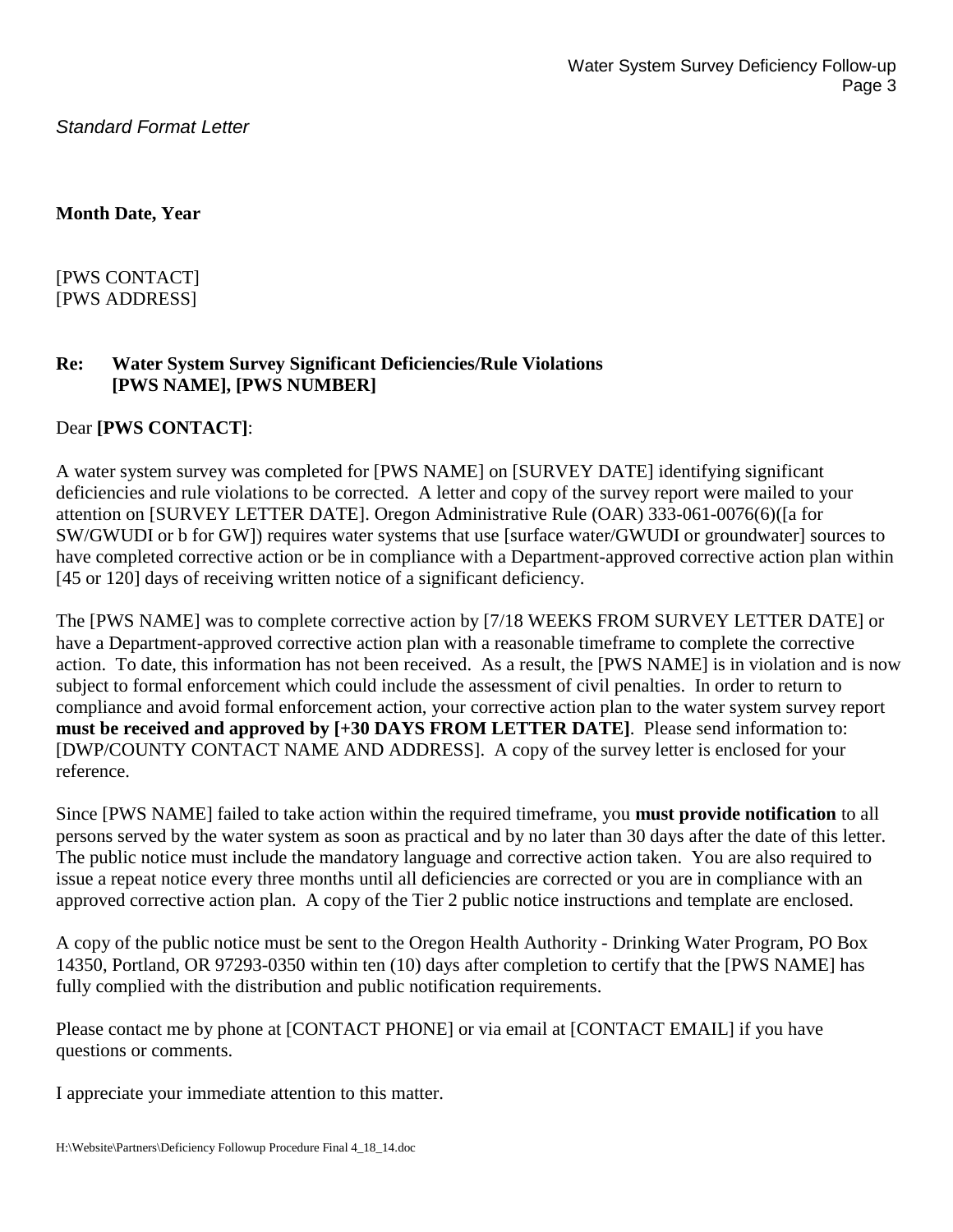*Standard Format Letter*

**Month Date, Year**

[PWS CONTACT]
[PWS ADDRESS]

**Re: Water System Survey Significant Deficiencies/Rule Violations**
**[PWS NAME], [PWS NUMBER]**

Dear **[PWS CONTACT]**:

A water system survey was completed for [PWS NAME] on [SURVEY DATE] identifying significant deficiencies and rule violations to be corrected. A letter and copy of the survey report were mailed to your attention on [SURVEY LETTER DATE]. Oregon Administrative Rule (OAR) 333-061-0076(6)([a for SW/GWUDI or b for GW]) requires water systems that use [surface water/GWUDI or groundwater] sources to have completed corrective action or be in compliance with a Department-approved corrective action plan within [45 or 120] days of receiving written notice of a significant deficiency.

The [PWS NAME] was to complete corrective action by [7/18 WEEKS FROM SURVEY LETTER DATE] or have a Department-approved corrective action plan with a reasonable timeframe to complete the corrective action. To date, this information has not been received. As a result, the [PWS NAME] is in violation and is now subject to formal enforcement which could include the assessment of civil penalties. In order to return to compliance and avoid formal enforcement action, your corrective action plan to the water system survey report **must be received and approved by [+30 DAYS FROM LETTER DATE]**. Please send information to: [DWP/COUNTY CONTACT NAME AND ADDRESS]. A copy of the survey letter is enclosed for your reference.

Since [PWS NAME] failed to take action within the required timeframe, you **must provide notification** to all persons served by the water system as soon as practical and by no later than 30 days after the date of this letter. The public notice must include the mandatory language and corrective action taken. You are also required to issue a repeat notice every three months until all deficiencies are corrected or you are in compliance with an approved corrective action plan. A copy of the Tier 2 public notice instructions and template are enclosed.

A copy of the public notice must be sent to the Oregon Health Authority - Drinking Water Program, PO Box 14350, Portland, OR 97293-0350 within ten (10) days after completion to certify that the [PWS NAME] has fully complied with the distribution and public notification requirements.

Please contact me by phone at [CONTACT PHONE] or via email at [CONTACT EMAIL] if you have questions or comments.

I appreciate your immediate attention to this matter.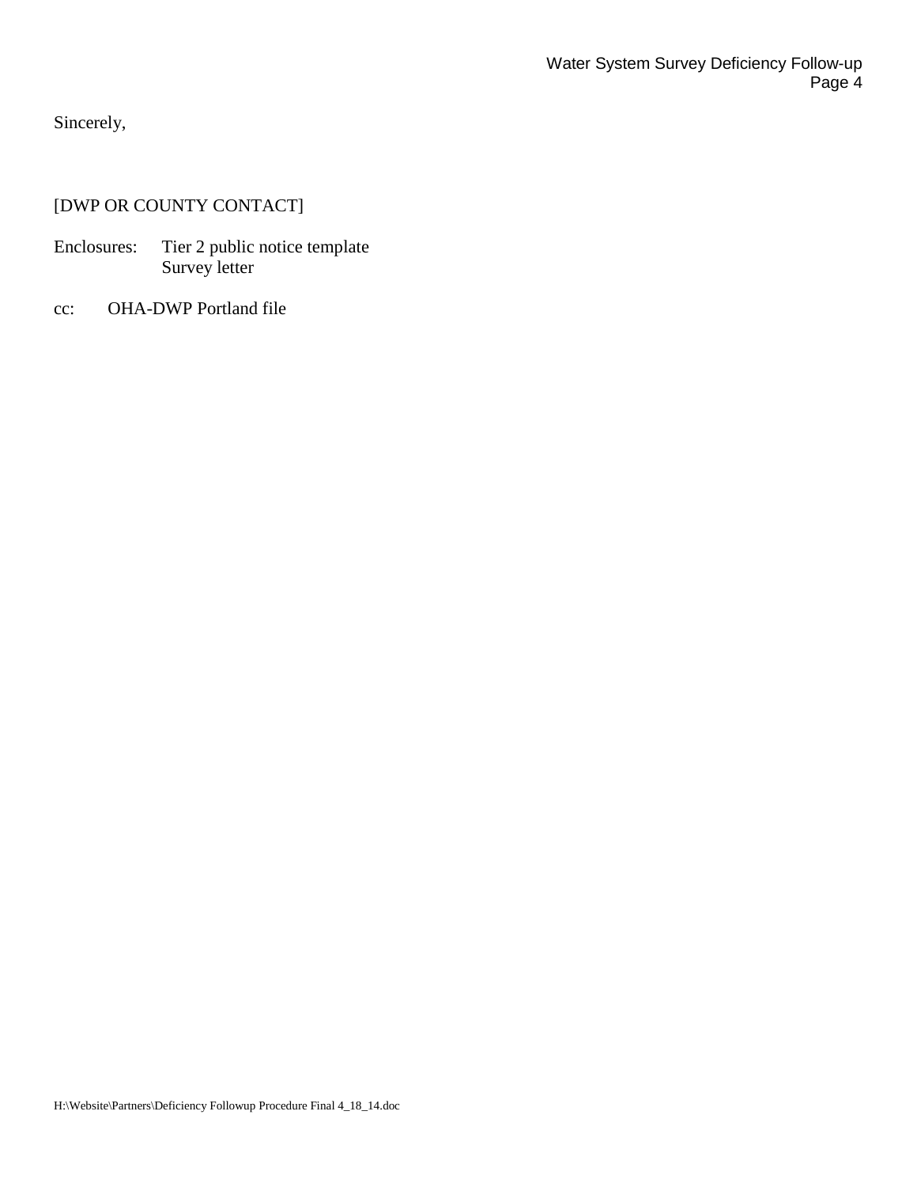Sincerely,

[DWP OR COUNTY CONTACT]

Enclosures: Tier 2 public notice template
Survey letter

cc: OHA-DWP Portland file

H:\Website\Partners\Deficiency Followup Procedure Final 4_18_14.doc